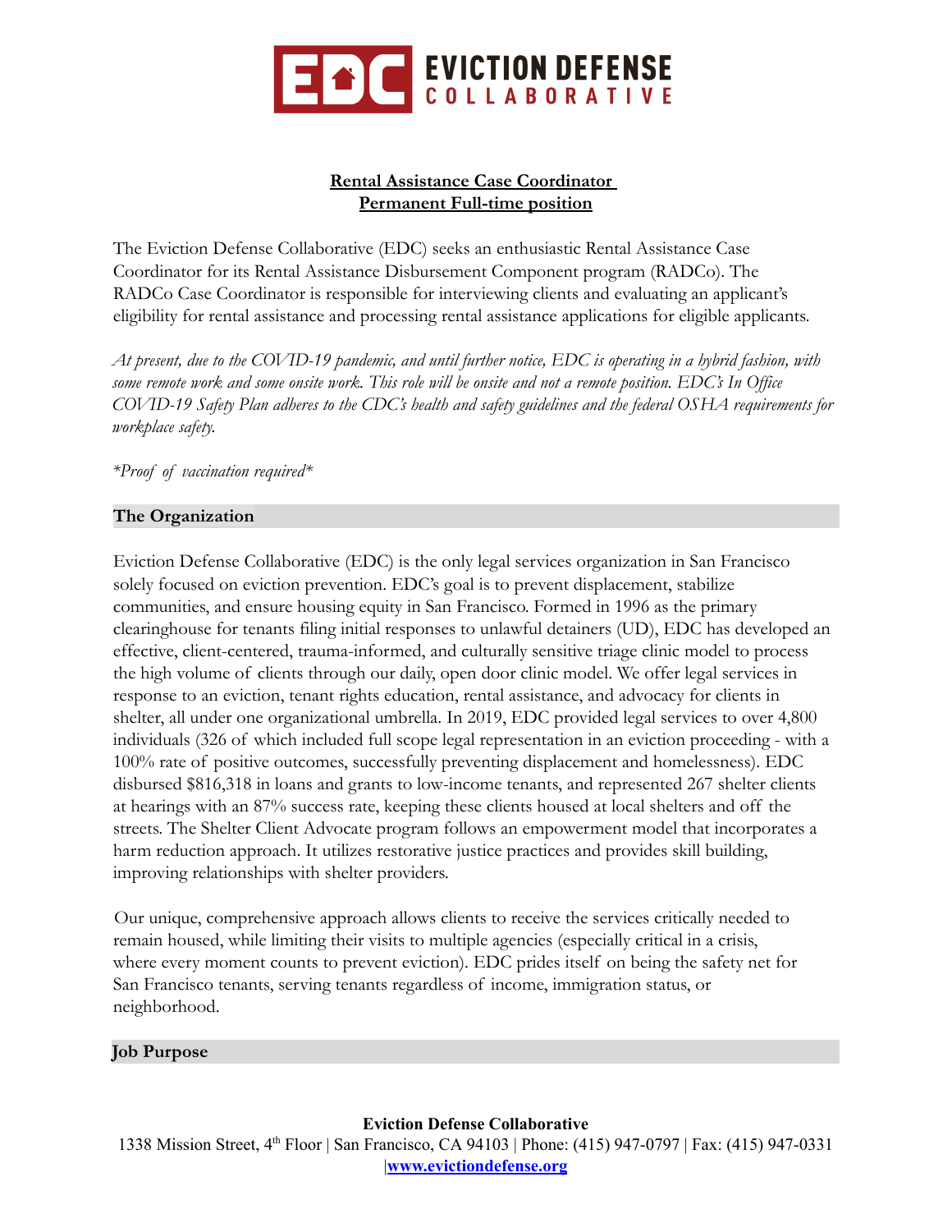**Rental Assistance Case Coordinator**
**Permanent Full-time position**

The Eviction Defense Collaborative (EDC) seeks an enthusiastic Rental Assistance Case Coordinator for its Rental Assistance Disbursement Component program (RADCo). The RADCo Case Coordinator is responsible for interviewing clients and evaluating an applicant's eligibility for rental assistance and processing rental assistance applications for eligible applicants.

*At present, due to the COVID-19 pandemic, and until further notice, EDC is operating in a hybrid fashion, with some remote work and some onsite work. This role will be onsite and not a remote position. EDC's In Office COVID-19 Safety Plan adheres to the CDC's health and safety guidelines and the federal OSHA requirements for workplace safety.*

*\*Proof of vaccination required\**

## The Organization

Eviction Defense Collaborative (EDC) is the only legal services organization in San Francisco solely focused on eviction prevention. EDC's goal is to prevent displacement, stabilize communities, and ensure housing equity in San Francisco. Formed in 1996 as the primary clearinghouse for tenants filing initial responses to unlawful detainers (UD), EDC has developed an effective, client-centered, trauma-informed, and culturally sensitive triage clinic model to process the high volume of clients through our daily, open door clinic model. We offer legal services in response to an eviction, tenant rights education, rental assistance, and advocacy for clients in shelter, all under one organizational umbrella. In 2019, EDC provided legal services to over 4,800 individuals (326 of which included full scope legal representation in an eviction proceeding - with a 100% rate of positive outcomes, successfully preventing displacement and homelessness). EDC disbursed $816,318 in loans and grants to low-income tenants, and represented 267 shelter clients at hearings with an 87% success rate, keeping these clients housed at local shelters and off the streets. The Shelter Client Advocate program follows an empowerment model that incorporates a harm reduction approach. It utilizes restorative justice practices and provides skill building, improving relationships with shelter providers.

Our unique, comprehensive approach allows clients to receive the services critically needed to remain housed, while limiting their visits to multiple agencies (especially critical in a crisis, where every moment counts to prevent eviction). EDC prides itself on being the safety net for San Francisco tenants, serving tenants regardless of income, immigration status, or neighborhood.

## Job Purpose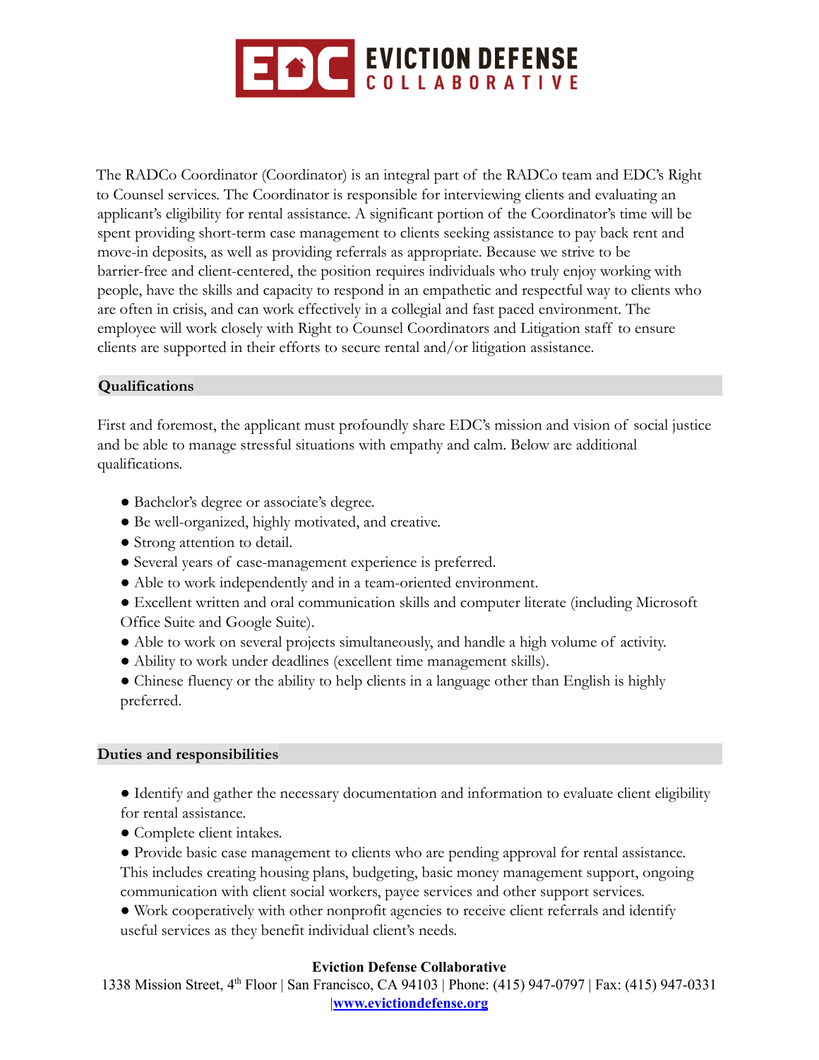The RADCo Coordinator (Coordinator) is an integral part of the RADCo team and EDC's Right to Counsel services. The Coordinator is responsible for interviewing clients and evaluating an applicant's eligibility for rental assistance. A significant portion of the Coordinator's time will be spent providing short-term case management to clients seeking assistance to pay back rent and move-in deposits, as well as providing referrals as appropriate. Because we strive to be barrier-free and client-centered, the position requires individuals who truly enjoy working with people, have the skills and capacity to respond in an empathetic and respectful way to clients who are often in crisis, and can work effectively in a collegial and fast paced environment. The employee will work closely with Right to Counsel Coordinators and Litigation staff to ensure clients are supported in their efforts to secure rental and/or litigation assistance.

## Qualifications

First and foremost, the applicant must profoundly share EDC's mission and vision of social justice and be able to manage stressful situations with empathy and calm. Below are additional qualifications.

- Bachelor's degree or associate's degree.
- Be well-organized, highly motivated, and creative.
- Strong attention to detail.
- Several years of case-management experience is preferred.
- Able to work independently and in a team-oriented environment.
- Excellent written and oral communication skills and computer literate (including Microsoft Office Suite and Google Suite).
- Able to work on several projects simultaneously, and handle a high volume of activity.
- Ability to work under deadlines (excellent time management skills).
- Chinese fluency or the ability to help clients in a language other than English is highly preferred.

## Duties and responsibilities

- Identify and gather the necessary documentation and information to evaluate client eligibility for rental assistance.
- Complete client intakes.
- Provide basic case management to clients who are pending approval for rental assistance. This includes creating housing plans, budgeting, basic money management support, ongoing communication with client social workers, payee services and other support services.
- Work cooperatively with other nonprofit agencies to receive client referrals and identify useful services as they benefit individual client's needs.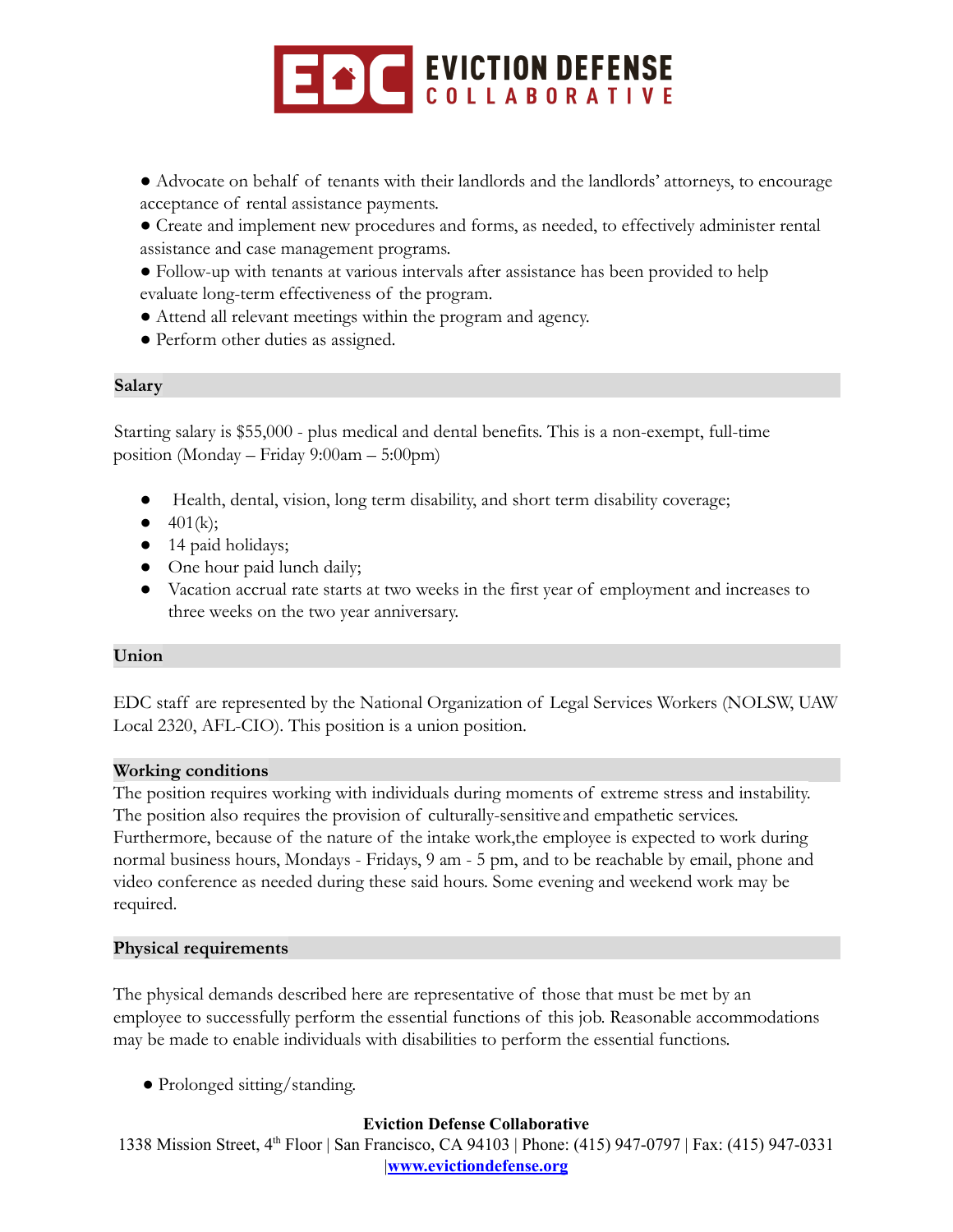- Advocate on behalf of tenants with their landlords and the landlords' attorneys, to encourage acceptance of rental assistance payments.
- Create and implement new procedures and forms, as needed, to effectively administer rental assistance and case management programs.
- Follow-up with tenants at various intervals after assistance has been provided to help evaluate long-term effectiveness of the program.
- Attend all relevant meetings within the program and agency.
- Perform other duties as assigned.

## Salary

Starting salary is $55,000 - plus medical and dental benefits. This is a non-exempt, full-time position (Monday – Friday 9:00am – 5:00pm)

- Health, dental, vision, long term disability, and short term disability coverage;
- 401(k);
- 14 paid holidays;
- One hour paid lunch daily;
- Vacation accrual rate starts at two weeks in the first year of employment and increases to three weeks on the two year anniversary.

## Union

EDC staff are represented by the National Organization of Legal Services Workers (NOLSW, UAW Local 2320, AFL-CIO). This position is a union position.

## Working conditions

The position requires working with individuals during moments of extreme stress and instability. The position also requires the provision of culturally-sensitive and empathetic services. Furthermore, because of the nature of the intake work,the employee is expected to work during normal business hours, Mondays - Fridays, 9 am - 5 pm, and to be reachable by email, phone and video conference as needed during these said hours. Some evening and weekend work may be required.

## Physical requirements

The physical demands described here are representative of those that must be met by an employee to successfully perform the essential functions of this job. Reasonable accommodations may be made to enable individuals with disabilities to perform the essential functions.

- Prolonged sitting/standing.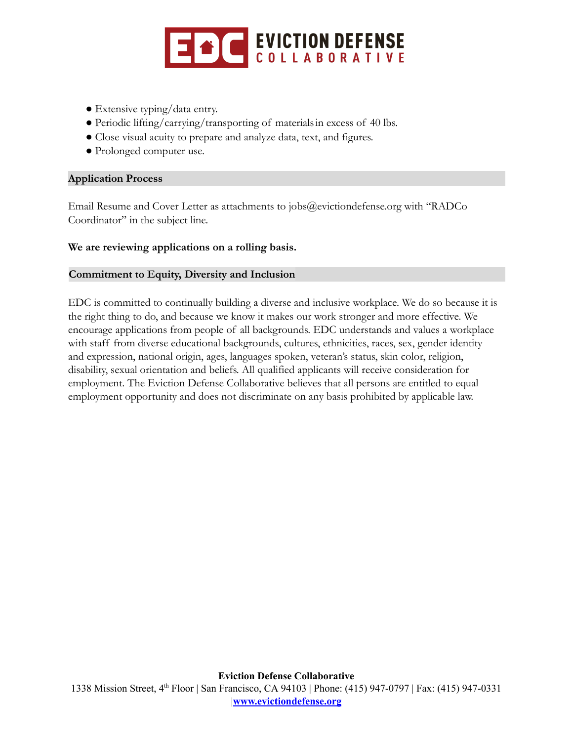- Extensive typing/data entry.
- Periodic lifting/carrying/transporting of materials in excess of 40 lbs.
- Close visual acuity to prepare and analyze data, text, and figures.
- Prolonged computer use.

## Application Process

Email Resume and Cover Letter as attachments to jobs@evictiondefense.org with "RADCo Coordinator" in the subject line.

**We are reviewing applications on a rolling basis.**

## Commitment to Equity, Diversity and Inclusion

EDC is committed to continually building a diverse and inclusive workplace. We do so because it is the right thing to do, and because we know it makes our work stronger and more effective. We encourage applications from people of all backgrounds. EDC understands and values a workplace with staff from diverse educational backgrounds, cultures, ethnicities, races, sex, gender identity and expression, national origin, ages, languages spoken, veteran's status, skin color, religion, disability, sexual orientation and beliefs. All qualified applicants will receive consideration for employment. The Eviction Defense Collaborative believes that all persons are entitled to equal employment opportunity and does not discriminate on any basis prohibited by applicable law.